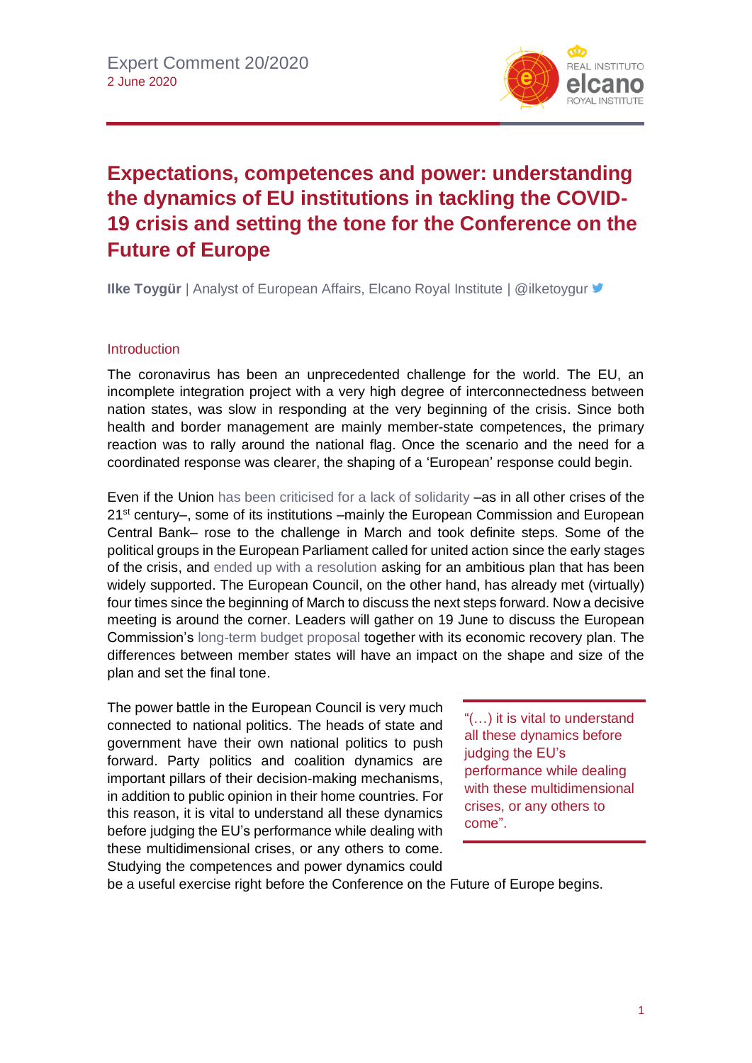Expert Comment 20/2020
2 June 2020

# Expectations, competences and power: understanding the dynamics of EU institutions in tackling the COVID-19 crisis and setting the tone for the Conference on the Future of Europe

**Ilke Toygür** | Analyst of European Affairs, Elcano Royal Institute | @ilketoygur

## Introduction

The coronavirus has been an unprecedented challenge for the world. The EU, an incomplete integration project with a very high degree of interconnectedness between nation states, was slow in responding at the very beginning of the crisis. Since both health and border management are mainly member-state competences, the primary reaction was to rally around the national flag. Once the scenario and the need for a coordinated response was clearer, the shaping of a 'European' response could begin.

Even if the Union has been criticised for a lack of solidarity –as in all other crises of the 21st century–, some of its institutions –mainly the European Commission and European Central Bank– rose to the challenge in March and took definite steps. Some of the political groups in the European Parliament called for united action since the early stages of the crisis, and ended up with a resolution asking for an ambitious plan that has been widely supported. The European Council, on the other hand, has already met (virtually) four times since the beginning of March to discuss the next steps forward. Now a decisive meeting is around the corner. Leaders will gather on 19 June to discuss the European Commission's long-term budget proposal together with its economic recovery plan. The differences between member states will have an impact on the shape and size of the plan and set the final tone.

The power battle in the European Council is very much connected to national politics. The heads of state and government have their own national politics to push forward. Party politics and coalition dynamics are important pillars of their decision-making mechanisms, in addition to public opinion in their home countries. For this reason, it is vital to understand all these dynamics before judging the EU's performance while dealing with these multidimensional crises, or any others to come. Studying the competences and power dynamics could be a useful exercise right before the Conference on the Future of Europe begins.

> "(…) it is vital to understand all these dynamics before judging the EU's performance while dealing with these multidimensional crises, or any others to come".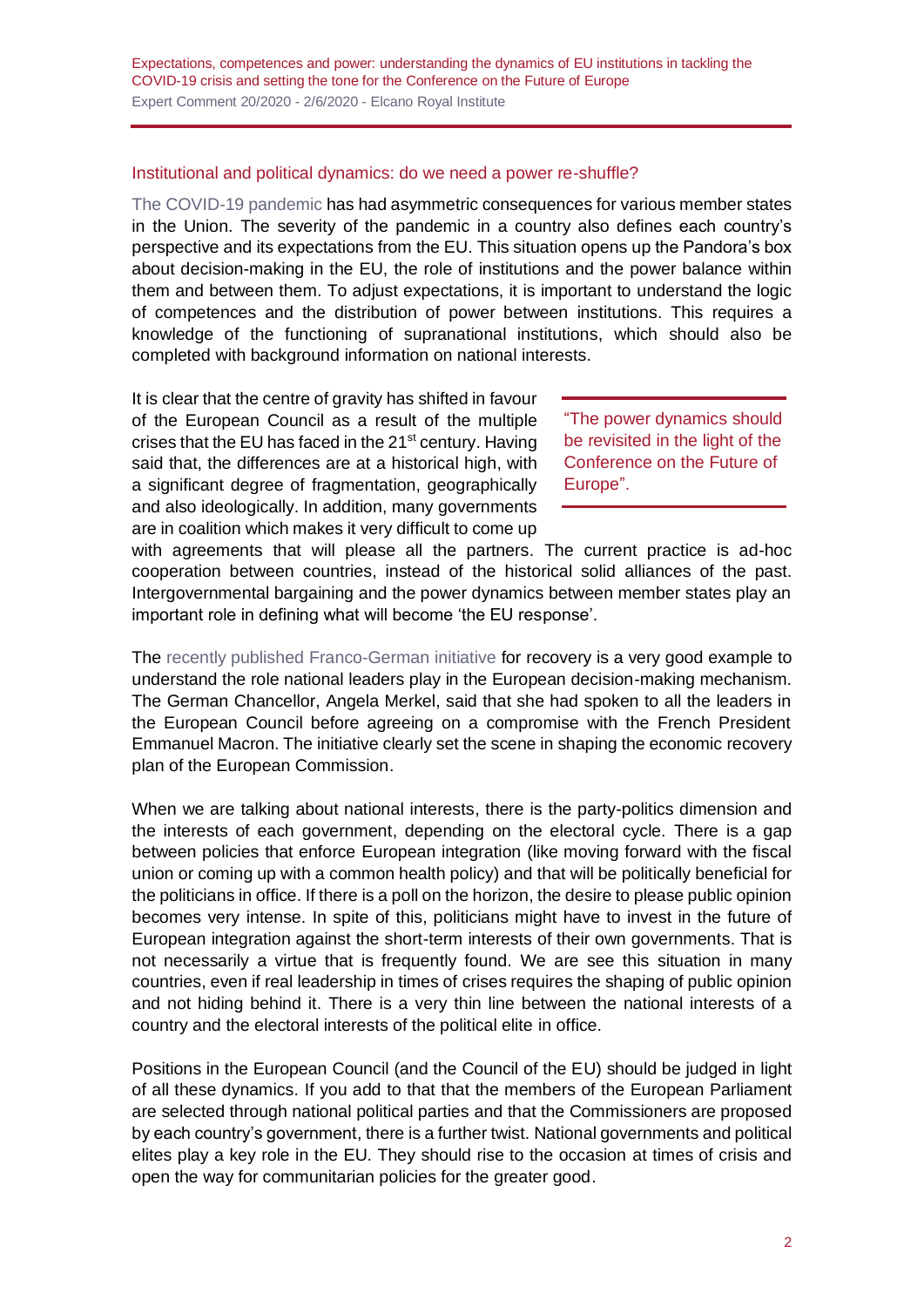## Institutional and political dynamics: do we need a power re-shuffle?

The COVID-19 pandemic has had asymmetric consequences for various member states in the Union. The severity of the pandemic in a country also defines each country's perspective and its expectations from the EU. This situation opens up the Pandora's box about decision-making in the EU, the role of institutions and the power balance within them and between them. To adjust expectations, it is important to understand the logic of competences and the distribution of power between institutions. This requires a knowledge of the functioning of supranational institutions, which should also be completed with background information on national interests.

It is clear that the centre of gravity has shifted in favour of the European Council as a result of the multiple crises that the EU has faced in the 21st century. Having said that, the differences are at a historical high, with a significant degree of fragmentation, geographically and also ideologically. In addition, many governments are in coalition which makes it very difficult to come up with agreements that will please all the partners. The current practice is ad-hoc cooperation between countries, instead of the historical solid alliances of the past. Intergovernmental bargaining and the power dynamics between member states play an important role in defining what will become 'the EU response'.

> "The power dynamics should be revisited in the light of the Conference on the Future of Europe".

The recently published Franco-German initiative for recovery is a very good example to understand the role national leaders play in the European decision-making mechanism. The German Chancellor, Angela Merkel, said that she had spoken to all the leaders in the European Council before agreeing on a compromise with the French President Emmanuel Macron. The initiative clearly set the scene in shaping the economic recovery plan of the European Commission.

When we are talking about national interests, there is the party-politics dimension and the interests of each government, depending on the electoral cycle. There is a gap between policies that enforce European integration (like moving forward with the fiscal union or coming up with a common health policy) and that will be politically beneficial for the politicians in office. If there is a poll on the horizon, the desire to please public opinion becomes very intense. In spite of this, politicians might have to invest in the future of European integration against the short-term interests of their own governments. That is not necessarily a virtue that is frequently found. We are see this situation in many countries, even if real leadership in times of crises requires the shaping of public opinion and not hiding behind it. There is a very thin line between the national interests of a country and the electoral interests of the political elite in office.

Positions in the European Council (and the Council of the EU) should be judged in light of all these dynamics. If you add to that that the members of the European Parliament are selected through national political parties and that the Commissioners are proposed by each country's government, there is a further twist. National governments and political elites play a key role in the EU. They should rise to the occasion at times of crisis and open the way for communitarian policies for the greater good.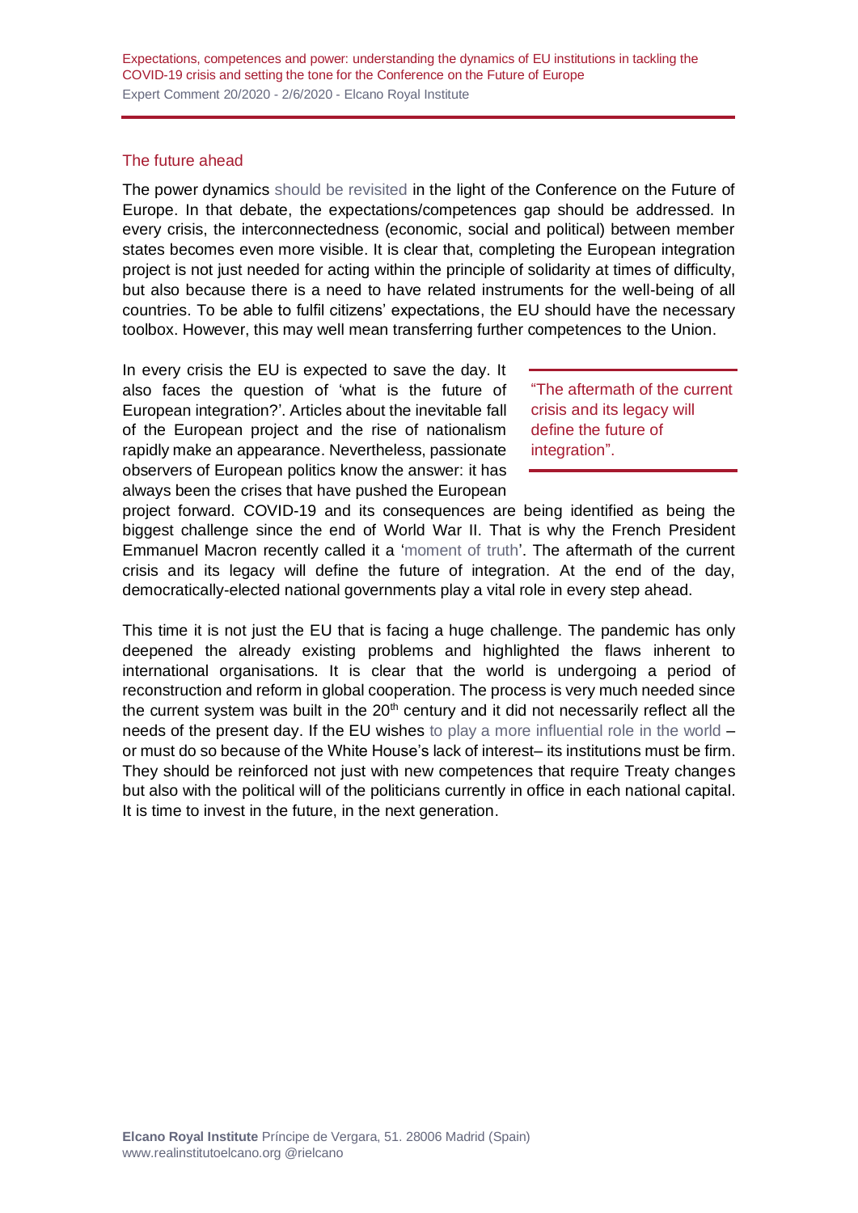## The future ahead

The power dynamics should be revisited in the light of the Conference on the Future of Europe. In that debate, the expectations/competences gap should be addressed. In every crisis, the interconnectedness (economic, social and political) between member states becomes even more visible. It is clear that, completing the European integration project is not just needed for acting within the principle of solidarity at times of difficulty, but also because there is a need to have related instruments for the well-being of all countries. To be able to fulfil citizens' expectations, the EU should have the necessary toolbox. However, this may well mean transferring further competences to the Union.

In every crisis the EU is expected to save the day. It also faces the question of 'what is the future of European integration?'. Articles about the inevitable fall of the European project and the rise of nationalism rapidly make an appearance. Nevertheless, passionate observers of European politics know the answer: it has always been the crises that have pushed the European project forward. COVID-19 and its consequences are being identified as being the biggest challenge since the end of World War II. That is why the French President Emmanuel Macron recently called it a 'moment of truth'. The aftermath of the current crisis and its legacy will define the future of integration. At the end of the day, democratically-elected national governments play a vital role in every step ahead.

> "The aftermath of the current crisis and its legacy will define the future of integration".

This time it is not just the EU that is facing a huge challenge. The pandemic has only deepened the already existing problems and highlighted the flaws inherent to international organisations. It is clear that the world is undergoing a period of reconstruction and reform in global cooperation. The process is very much needed since the current system was built in the 20th century and it did not necessarily reflect all the needs of the present day. If the EU wishes to play a more influential role in the world – or must do so because of the White House's lack of interest– its institutions must be firm. They should be reinforced not just with new competences that require Treaty changes but also with the political will of the politicians currently in office in each national capital. It is time to invest in the future, in the next generation.